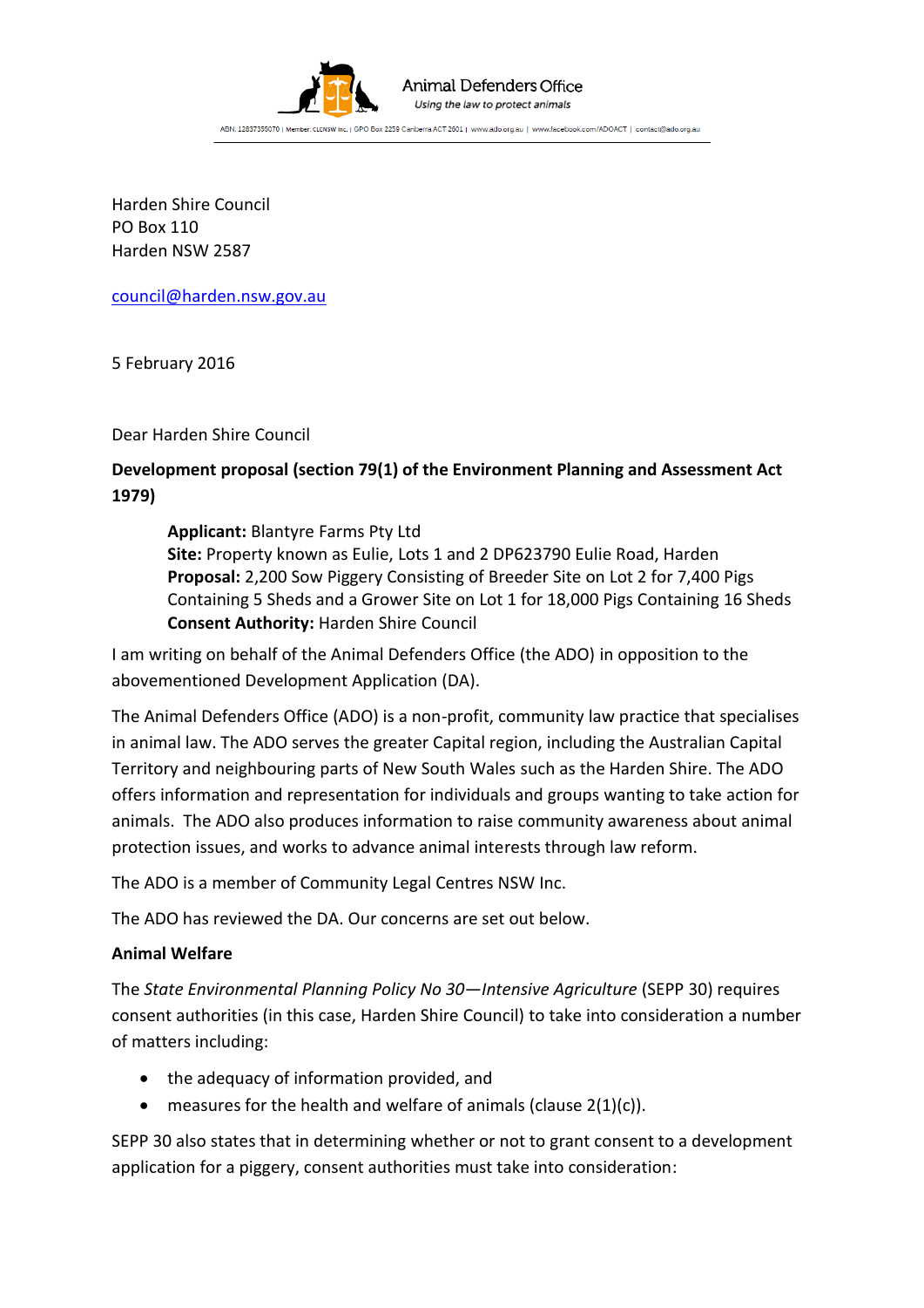Animal Defenders Office
*Using the law to protect animals*

ABN: 12837355070 | Member: CLCNSW Inc. | GPO Box 2259 Canberra ACT 2601 | www.ado.org.au | www.facebook.com/ADOACT | contact@ado.org.au

Harden Shire Council
PO Box 110
Harden NSW 2587

council@harden.nsw.gov.au

5 February 2016

Dear Harden Shire Council

**Development proposal (section 79(1) of the Environment Planning and Assessment Act 1979)**

> **Applicant:** Blantyre Farms Pty Ltd
> **Site:** Property known as Eulie, Lots 1 and 2 DP623790 Eulie Road, Harden
> **Proposal:** 2,200 Sow Piggery Consisting of Breeder Site on Lot 2 for 7,400 Pigs Containing 5 Sheds and a Grower Site on Lot 1 for 18,000 Pigs Containing 16 Sheds
> **Consent Authority:** Harden Shire Council

I am writing on behalf of the Animal Defenders Office (the ADO) in opposition to the abovementioned Development Application (DA).

The Animal Defenders Office (ADO) is a non-profit, community law practice that specialises in animal law. The ADO serves the greater Capital region, including the Australian Capital Territory and neighbouring parts of New South Wales such as the Harden Shire. The ADO offers information and representation for individuals and groups wanting to take action for animals. The ADO also produces information to raise community awareness about animal protection issues, and works to advance animal interests through law reform.

The ADO is a member of Community Legal Centres NSW Inc.

The ADO has reviewed the DA. Our concerns are set out below.

**Animal Welfare**

The *State Environmental Planning Policy No 30—Intensive Agriculture* (SEPP 30) requires consent authorities (in this case, Harden Shire Council) to take into consideration a number of matters including:

- the adequacy of information provided, and
- measures for the health and welfare of animals (clause 2(1)(c)).

SEPP 30 also states that in determining whether or not to grant consent to a development application for a piggery, consent authorities must take into consideration: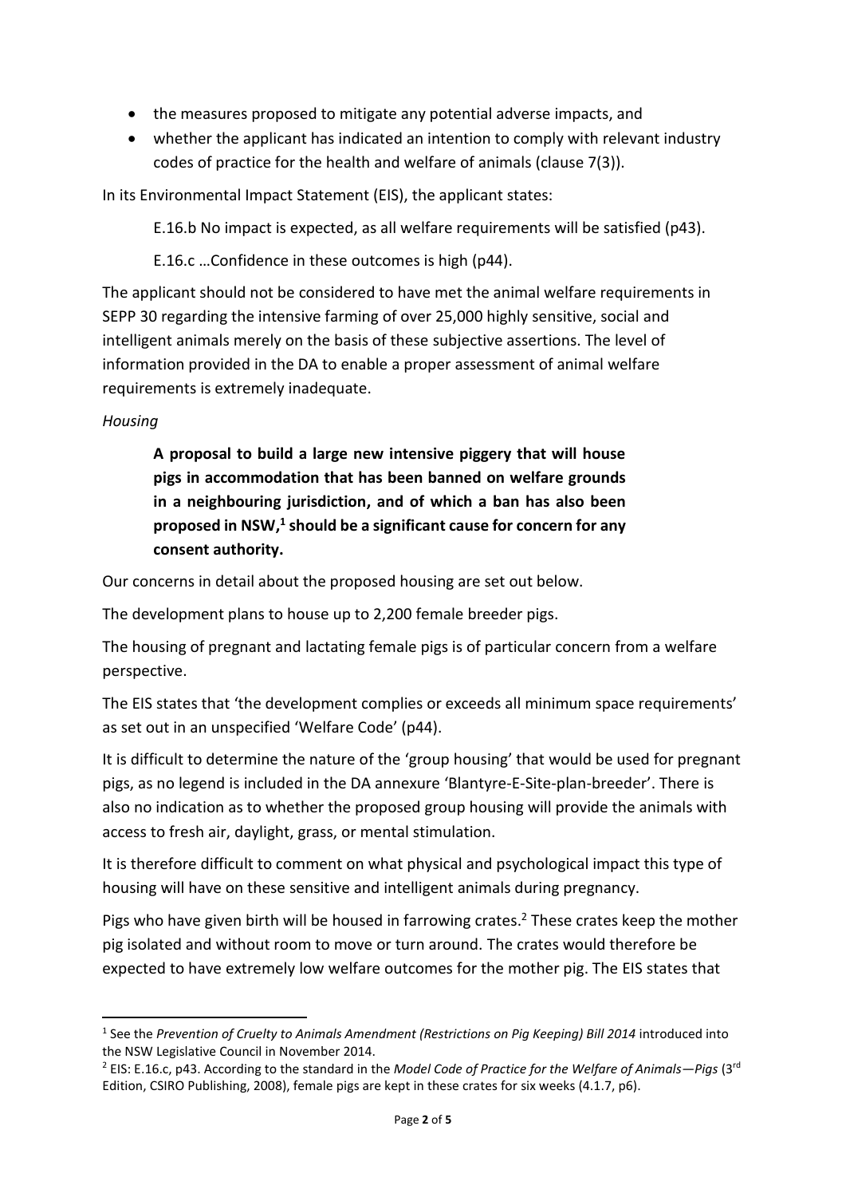- the measures proposed to mitigate any potential adverse impacts, and
- whether the applicant has indicated an intention to comply with relevant industry codes of practice for the health and welfare of animals (clause 7(3)).

In its Environmental Impact Statement (EIS), the applicant states:

> E.16.b No impact is expected, as all welfare requirements will be satisfied (p43).
>
> E.16.c …Confidence in these outcomes is high (p44).

The applicant should not be considered to have met the animal welfare requirements in SEPP 30 regarding the intensive farming of over 25,000 highly sensitive, social and intelligent animals merely on the basis of these subjective assertions. The level of information provided in the DA to enable a proper assessment of animal welfare requirements is extremely inadequate.

*Housing*

> **A proposal to build a large new intensive piggery that will house pigs in accommodation that has been banned on welfare grounds in a neighbouring jurisdiction, and of which a ban has also been proposed in NSW,[1] should be a significant cause for concern for any consent authority.**

Our concerns in detail about the proposed housing are set out below.

The development plans to house up to 2,200 female breeder pigs.

The housing of pregnant and lactating female pigs is of particular concern from a welfare perspective.

The EIS states that 'the development complies or exceeds all minimum space requirements' as set out in an unspecified 'Welfare Code' (p44).

It is difficult to determine the nature of the 'group housing' that would be used for pregnant pigs, as no legend is included in the DA annexure 'Blantyre-E-Site-plan-breeder'. There is also no indication as to whether the proposed group housing will provide the animals with access to fresh air, daylight, grass, or mental stimulation.

It is therefore difficult to comment on what physical and psychological impact this type of housing will have on these sensitive and intelligent animals during pregnancy.

Pigs who have given birth will be housed in farrowing crates.[2] These crates keep the mother pig isolated and without room to move or turn around. The crates would therefore be expected to have extremely low welfare outcomes for the mother pig. The EIS states that

---

[1] See the *Prevention of Cruelty to Animals Amendment (Restrictions on Pig Keeping) Bill 2014* introduced into the NSW Legislative Council in November 2014.

[2] EIS: E.16.c, p43. According to the standard in the *Model Code of Practice for the Welfare of Animals—Pigs* (3rd Edition, CSIRO Publishing, 2008), female pigs are kept in these crates for six weeks (4.1.7, p6).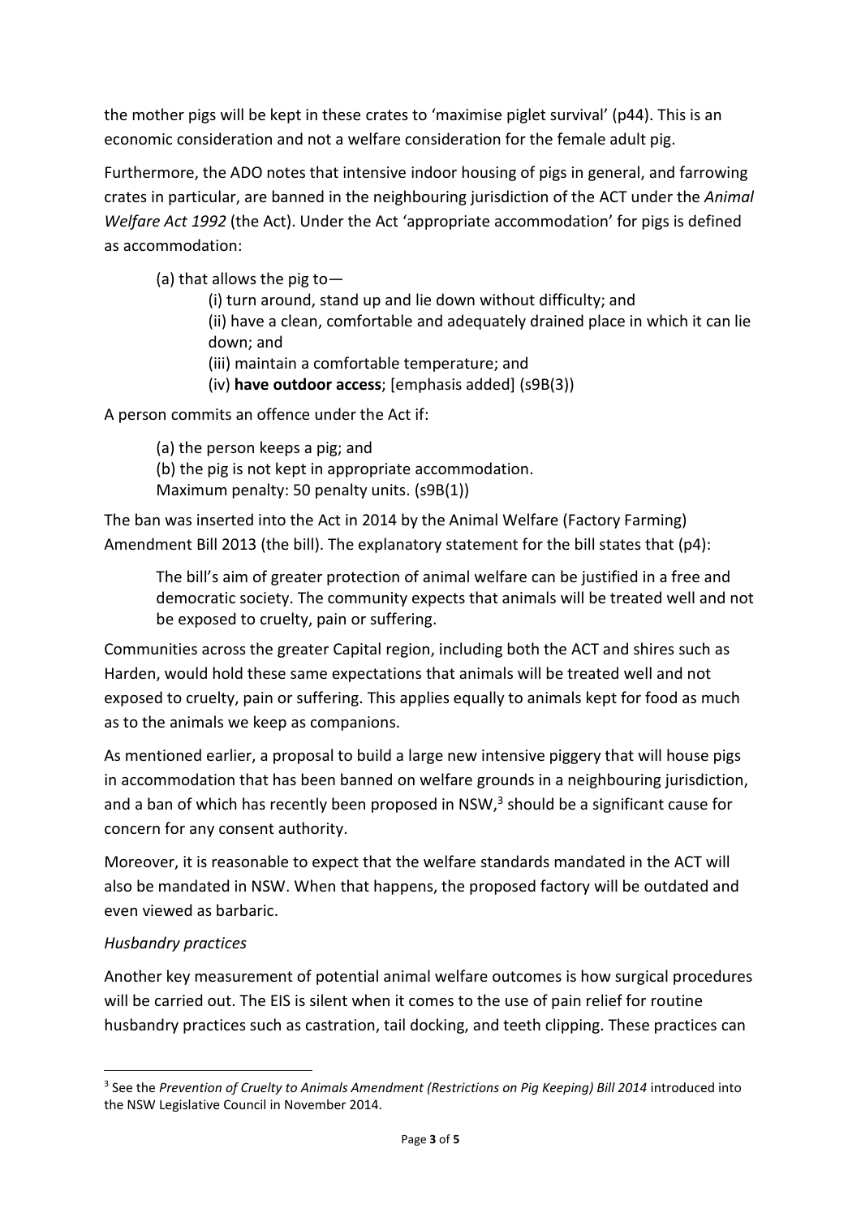the mother pigs will be kept in these crates to 'maximise piglet survival' (p44). This is an economic consideration and not a welfare consideration for the female adult pig.

Furthermore, the ADO notes that intensive indoor housing of pigs in general, and farrowing crates in particular, are banned in the neighbouring jurisdiction of the ACT under the *Animal Welfare Act 1992* (the Act). Under the Act 'appropriate accommodation' for pigs is defined as accommodation:

> (a) that allows the pig to—
>
> > (i) turn around, stand up and lie down without difficulty; and
> > (ii) have a clean, comfortable and adequately drained place in which it can lie down; and
> > (iii) maintain a comfortable temperature; and
> > (iv) **have outdoor access**; [emphasis added] (s9B(3))

A person commits an offence under the Act if:

> (a) the person keeps a pig; and
> (b) the pig is not kept in appropriate accommodation.
> Maximum penalty: 50 penalty units. (s9B(1))

The ban was inserted into the Act in 2014 by the Animal Welfare (Factory Farming) Amendment Bill 2013 (the bill). The explanatory statement for the bill states that (p4):

> The bill's aim of greater protection of animal welfare can be justified in a free and democratic society. The community expects that animals will be treated well and not be exposed to cruelty, pain or suffering.

Communities across the greater Capital region, including both the ACT and shires such as Harden, would hold these same expectations that animals will be treated well and not exposed to cruelty, pain or suffering. This applies equally to animals kept for food as much as to the animals we keep as companions.

As mentioned earlier, a proposal to build a large new intensive piggery that will house pigs in accommodation that has been banned on welfare grounds in a neighbouring jurisdiction, and a ban of which has recently been proposed in NSW,[3] should be a significant cause for concern for any consent authority.

Moreover, it is reasonable to expect that the welfare standards mandated in the ACT will also be mandated in NSW. When that happens, the proposed factory will be outdated and even viewed as barbaric.

*Husbandry practices*

Another key measurement of potential animal welfare outcomes is how surgical procedures will be carried out. The EIS is silent when it comes to the use of pain relief for routine husbandry practices such as castration, tail docking, and teeth clipping. These practices can

---

[3] See the *Prevention of Cruelty to Animals Amendment (Restrictions on Pig Keeping) Bill 2014* introduced into the NSW Legislative Council in November 2014.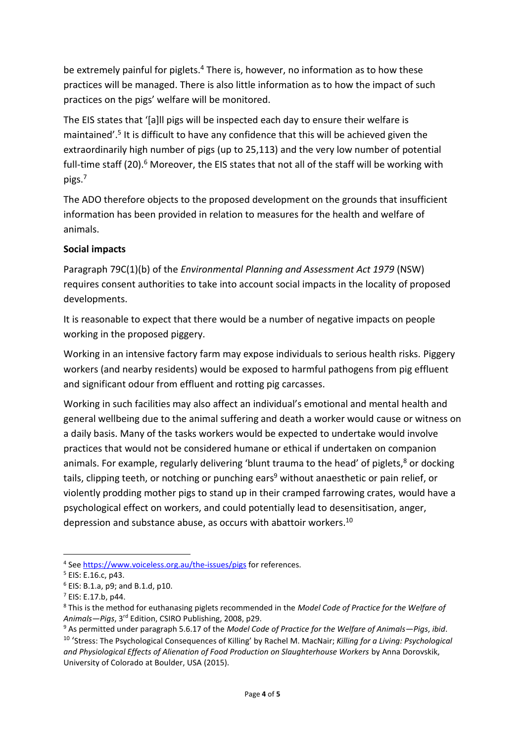be extremely painful for piglets.[4] There is, however, no information as to how these practices will be managed. There is also little information as to how the impact of such practices on the pigs' welfare will be monitored.

The EIS states that '[a]ll pigs will be inspected each day to ensure their welfare is maintained'.[5] It is difficult to have any confidence that this will be achieved given the extraordinarily high number of pigs (up to 25,113) and the very low number of potential full-time staff (20).[6] Moreover, the EIS states that not all of the staff will be working with pigs.[7]

The ADO therefore objects to the proposed development on the grounds that insufficient information has been provided in relation to measures for the health and welfare of animals.

**Social impacts**

Paragraph 79C(1)(b) of the *Environmental Planning and Assessment Act 1979* (NSW) requires consent authorities to take into account social impacts in the locality of proposed developments.

It is reasonable to expect that there would be a number of negative impacts on people working in the proposed piggery.

Working in an intensive factory farm may expose individuals to serious health risks. Piggery workers (and nearby residents) would be exposed to harmful pathogens from pig effluent and significant odour from effluent and rotting pig carcasses.

Working in such facilities may also affect an individual's emotional and mental health and general wellbeing due to the animal suffering and death a worker would cause or witness on a daily basis. Many of the tasks workers would be expected to undertake would involve practices that would not be considered humane or ethical if undertaken on companion animals. For example, regularly delivering 'blunt trauma to the head' of piglets,[8] or docking tails, clipping teeth, or notching or punching ears[9] without anaesthetic or pain relief, or violently prodding mother pigs to stand up in their cramped farrowing crates, would have a psychological effect on workers, and could potentially lead to desensitisation, anger, depression and substance abuse, as occurs with abattoir workers.[10]

---

[4] See https://www.voiceless.org.au/the-issues/pigs for references.

[5] EIS: E.16.c, p43.

[6] EIS: B.1.a, p9; and B.1.d, p10.

[7] EIS: E.17.b, p44.

[8] This is the method for euthanasing piglets recommended in the *Model Code of Practice for the Welfare of Animals—Pigs*, 3rd Edition, CSIRO Publishing, 2008, p29.

[9] As permitted under paragraph 5.6.17 of the *Model Code of Practice for the Welfare of Animals—Pigs*, *ibid*.

[10] 'Stress: The Psychological Consequences of Killing' by Rachel M. MacNair; *Killing for a Living: Psychological and Physiological Effects of Alienation of Food Production on Slaughterhouse Workers* by Anna Dorovskik, University of Colorado at Boulder, USA (2015).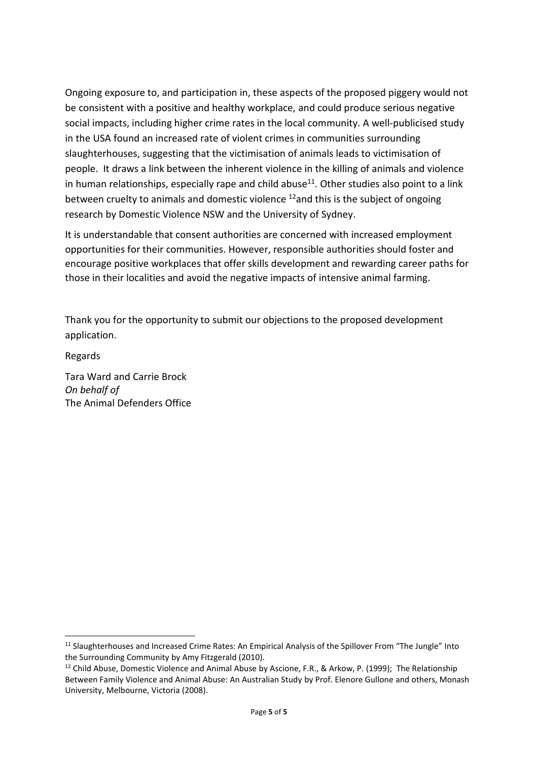Ongoing exposure to, and participation in, these aspects of the proposed piggery would not be consistent with a positive and healthy workplace, and could produce serious negative social impacts, including higher crime rates in the local community. A well-publicised study in the USA found an increased rate of violent crimes in communities surrounding slaughterhouses, suggesting that the victimisation of animals leads to victimisation of people. It draws a link between the inherent violence in the killing of animals and violence in human relationships, especially rape and child abuse[11]. Other studies also point to a link between cruelty to animals and domestic violence [12]and this is the subject of ongoing research by Domestic Violence NSW and the University of Sydney.

It is understandable that consent authorities are concerned with increased employment opportunities for their communities. However, responsible authorities should foster and encourage positive workplaces that offer skills development and rewarding career paths for those in their localities and avoid the negative impacts of intensive animal farming.

Thank you for the opportunity to submit our objections to the proposed development application.

Regards

Tara Ward and Carrie Brock
*On behalf of*
The Animal Defenders Office

---

[11] Slaughterhouses and Increased Crime Rates: An Empirical Analysis of the Spillover From "The Jungle" Into the Surrounding Community by Amy Fitzgerald (2010).

[12] Child Abuse, Domestic Violence and Animal Abuse by Ascione, F.R., & Arkow, P. (1999); The Relationship Between Family Violence and Animal Abuse: An Australian Study by Prof. Elenore Gullone and others, Monash University, Melbourne, Victoria (2008).